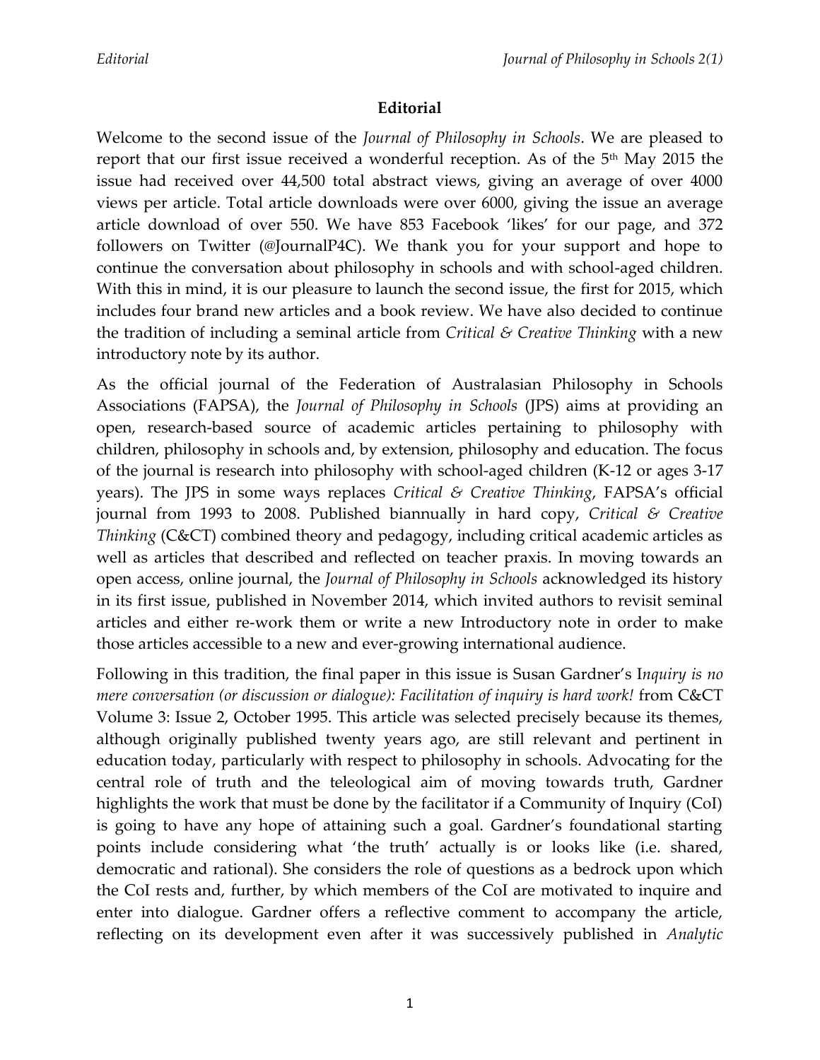# Editorial

Welcome to the second issue of the *Journal of Philosophy in Schools*. We are pleased to report that our first issue received a wonderful reception. As of the 5th May 2015 the issue had received over 44,500 total abstract views, giving an average of over 4000 views per article. Total article downloads were over 6000, giving the issue an average article download of over 550. We have 853 Facebook 'likes' for our page, and 372 followers on Twitter (@JournalP4C). We thank you for your support and hope to continue the conversation about philosophy in schools and with school-aged children. With this in mind, it is our pleasure to launch the second issue, the first for 2015, which includes four brand new articles and a book review. We have also decided to continue the tradition of including a seminal article from *Critical & Creative Thinking* with a new introductory note by its author.

As the official journal of the Federation of Australasian Philosophy in Schools Associations (FAPSA), the *Journal of Philosophy in Schools* (JPS) aims at providing an open, research-based source of academic articles pertaining to philosophy with children, philosophy in schools and, by extension, philosophy and education. The focus of the journal is research into philosophy with school-aged children (K-12 or ages 3-17 years). The JPS in some ways replaces *Critical & Creative Thinking*, FAPSA's official journal from 1993 to 2008. Published biannually in hard copy, *Critical & Creative Thinking* (C&CT) combined theory and pedagogy, including critical academic articles as well as articles that described and reflected on teacher praxis. In moving towards an open access, online journal, the *Journal of Philosophy in Schools* acknowledged its history in its first issue, published in November 2014, which invited authors to revisit seminal articles and either re-work them or write a new Introductory note in order to make those articles accessible to a new and ever-growing international audience.

Following in this tradition, the final paper in this issue is Susan Gardner's I*nquiry is no mere conversation (or discussion or dialogue): Facilitation of inquiry is hard work!* from C&CT Volume 3: Issue 2, October 1995. This article was selected precisely because its themes, although originally published twenty years ago, are still relevant and pertinent in education today, particularly with respect to philosophy in schools. Advocating for the central role of truth and the teleological aim of moving towards truth, Gardner highlights the work that must be done by the facilitator if a Community of Inquiry (CoI) is going to have any hope of attaining such a goal. Gardner's foundational starting points include considering what 'the truth' actually is or looks like (i.e. shared, democratic and rational). She considers the role of questions as a bedrock upon which the CoI rests and, further, by which members of the CoI are motivated to inquire and enter into dialogue. Gardner offers a reflective comment to accompany the article, reflecting on its development even after it was successively published in *Analytic*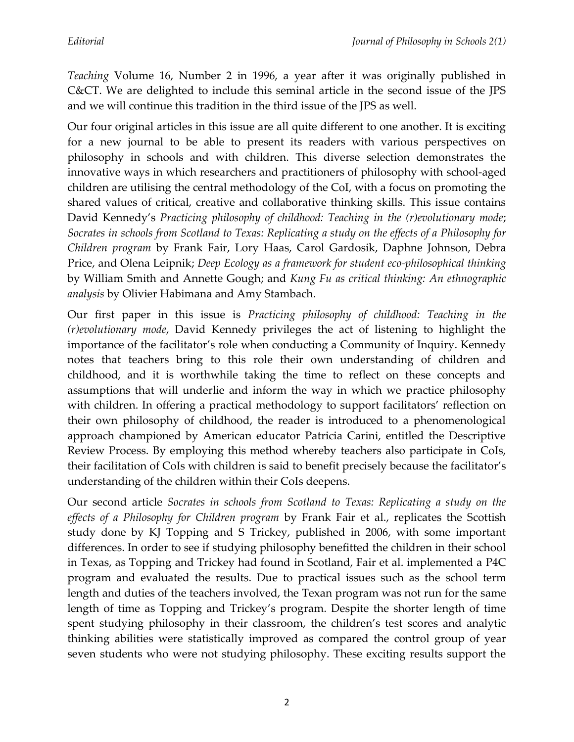*Teaching* Volume 16, Number 2 in 1996, a year after it was originally published in C&CT. We are delighted to include this seminal article in the second issue of the JPS and we will continue this tradition in the third issue of the JPS as well.

Our four original articles in this issue are all quite different to one another. It is exciting for a new journal to be able to present its readers with various perspectives on philosophy in schools and with children. This diverse selection demonstrates the innovative ways in which researchers and practitioners of philosophy with school-aged children are utilising the central methodology of the CoI, with a focus on promoting the shared values of critical, creative and collaborative thinking skills. This issue contains David Kennedy's *Practicing philosophy of childhood: Teaching in the (r)evolutionary mode*; *Socrates in schools from Scotland to Texas: Replicating a study on the effects of a Philosophy for Children program* by Frank Fair, Lory Haas, Carol Gardosik, Daphne Johnson, Debra Price, and Olena Leipnik; *Deep Ecology as a framework for student eco-philosophical thinking* by William Smith and Annette Gough; and *Kung Fu as critical thinking: An ethnographic analysis* by Olivier Habimana and Amy Stambach.

Our first paper in this issue is *Practicing philosophy of childhood: Teaching in the (r)evolutionary mode*, David Kennedy privileges the act of listening to highlight the importance of the facilitator's role when conducting a Community of Inquiry. Kennedy notes that teachers bring to this role their own understanding of children and childhood, and it is worthwhile taking the time to reflect on these concepts and assumptions that will underlie and inform the way in which we practice philosophy with children. In offering a practical methodology to support facilitators' reflection on their own philosophy of childhood, the reader is introduced to a phenomenological approach championed by American educator Patricia Carini, entitled the Descriptive Review Process. By employing this method whereby teachers also participate in CoIs, their facilitation of CoIs with children is said to benefit precisely because the facilitator's understanding of the children within their CoIs deepens.

Our second article *Socrates in schools from Scotland to Texas: Replicating a study on the effects of a Philosophy for Children program* by Frank Fair et al., replicates the Scottish study done by KJ Topping and S Trickey, published in 2006, with some important differences. In order to see if studying philosophy benefitted the children in their school in Texas, as Topping and Trickey had found in Scotland, Fair et al. implemented a P4C program and evaluated the results. Due to practical issues such as the school term length and duties of the teachers involved, the Texan program was not run for the same length of time as Topping and Trickey's program. Despite the shorter length of time spent studying philosophy in their classroom, the children's test scores and analytic thinking abilities were statistically improved as compared the control group of year seven students who were not studying philosophy. These exciting results support the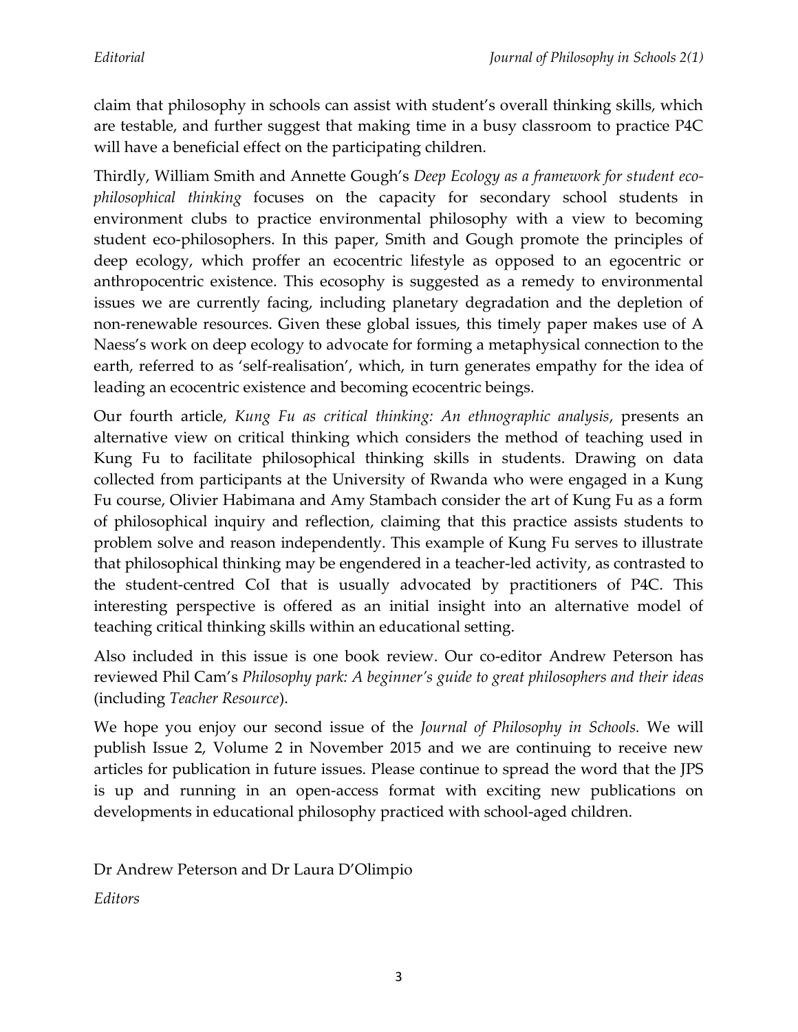claim that philosophy in schools can assist with student's overall thinking skills, which are testable, and further suggest that making time in a busy classroom to practice P4C will have a beneficial effect on the participating children.

Thirdly, William Smith and Annette Gough's *Deep Ecology as a framework for student eco-philosophical thinking* focuses on the capacity for secondary school students in environment clubs to practice environmental philosophy with a view to becoming student eco-philosophers. In this paper, Smith and Gough promote the principles of deep ecology, which proffer an ecocentric lifestyle as opposed to an egocentric or anthropocentric existence. This ecosophy is suggested as a remedy to environmental issues we are currently facing, including planetary degradation and the depletion of non-renewable resources. Given these global issues, this timely paper makes use of A Naess's work on deep ecology to advocate for forming a metaphysical connection to the earth, referred to as 'self-realisation', which, in turn generates empathy for the idea of leading an ecocentric existence and becoming ecocentric beings.

Our fourth article, *Kung Fu as critical thinking: An ethnographic analysis*, presents an alternative view on critical thinking which considers the method of teaching used in Kung Fu to facilitate philosophical thinking skills in students. Drawing on data collected from participants at the University of Rwanda who were engaged in a Kung Fu course, Olivier Habimana and Amy Stambach consider the art of Kung Fu as a form of philosophical inquiry and reflection, claiming that this practice assists students to problem solve and reason independently. This example of Kung Fu serves to illustrate that philosophical thinking may be engendered in a teacher-led activity, as contrasted to the student-centred CoI that is usually advocated by practitioners of P4C. This interesting perspective is offered as an initial insight into an alternative model of teaching critical thinking skills within an educational setting.

Also included in this issue is one book review. Our co-editor Andrew Peterson has reviewed Phil Cam's *Philosophy park: A beginner's guide to great philosophers and their ideas* (including *Teacher Resource*).

We hope you enjoy our second issue of the *Journal of Philosophy in Schools.* We will publish Issue 2, Volume 2 in November 2015 and we are continuing to receive new articles for publication in future issues. Please continue to spread the word that the JPS is up and running in an open-access format with exciting new publications on developments in educational philosophy practiced with school-aged children.

Dr Andrew Peterson and Dr Laura D'Olimpio

*Editors*